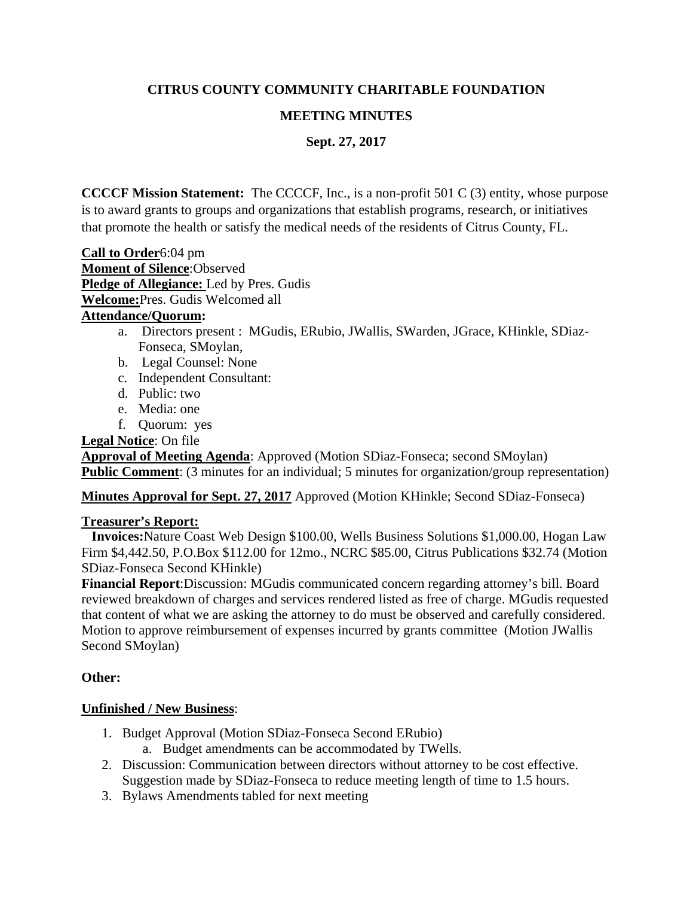**CITRUS COUNTY COMMUNITY CHARITABLE FOUNDATION**

**MEETING MINUTES**

**Sept. 27, 2017**

**CCCCF Mission Statement:** The CCCCF, Inc., is a non-profit 501 C (3) entity, whose purpose is to award grants to groups and organizations that establish programs, research, or initiatives that promote the health or satisfy the medical needs of the residents of Citrus County, FL.

**Call to Order**6:04 pm
**Moment of Silence**:Observed
**Pledge of Allegiance:** Led by Pres. Gudis
**Welcome:**Pres. Gudis Welcomed all
**Attendance/Quorum:**

a. Directors present : MGudis, ERubio, JWallis, SWarden, JGrace, KHinkle, SDiaz-Fonseca, SMoylan,
b. Legal Counsel: None
c. Independent Consultant:
d. Public: two
e. Media: one
f. Quorum: yes

**Legal Notice**: On file
**Approval of Meeting Agenda**: Approved (Motion SDiaz-Fonseca; second SMoylan)
**Public Comment**: (3 minutes for an individual; 5 minutes for organization/group representation)

**Minutes Approval for Sept. 27, 2017** Approved (Motion KHinkle; Second SDiaz-Fonseca)

**Treasurer's Report:**

**Invoices:**Nature Coast Web Design $100.00, Wells Business Solutions $1,000.00, Hogan Law Firm $4,442.50, P.O.Box $112.00 for 12mo., NCRC $85.00, Citrus Publications $32.74 (Motion SDiaz-Fonseca Second KHinkle)

**Financial Report**:Discussion: MGudis communicated concern regarding attorney's bill. Board reviewed breakdown of charges and services rendered listed as free of charge. MGudis requested that content of what we are asking the attorney to do must be observed and carefully considered. Motion to approve reimbursement of expenses incurred by grants committee (Motion JWallis Second SMoylan)

**Other:**

**Unfinished / New Business**:

1. Budget Approval (Motion SDiaz-Fonseca Second ERubio)
   a. Budget amendments can be accommodated by TWells.
2. Discussion: Communication between directors without attorney to be cost effective. Suggestion made by SDiaz-Fonseca to reduce meeting length of time to 1.5 hours.
3. Bylaws Amendments tabled for next meeting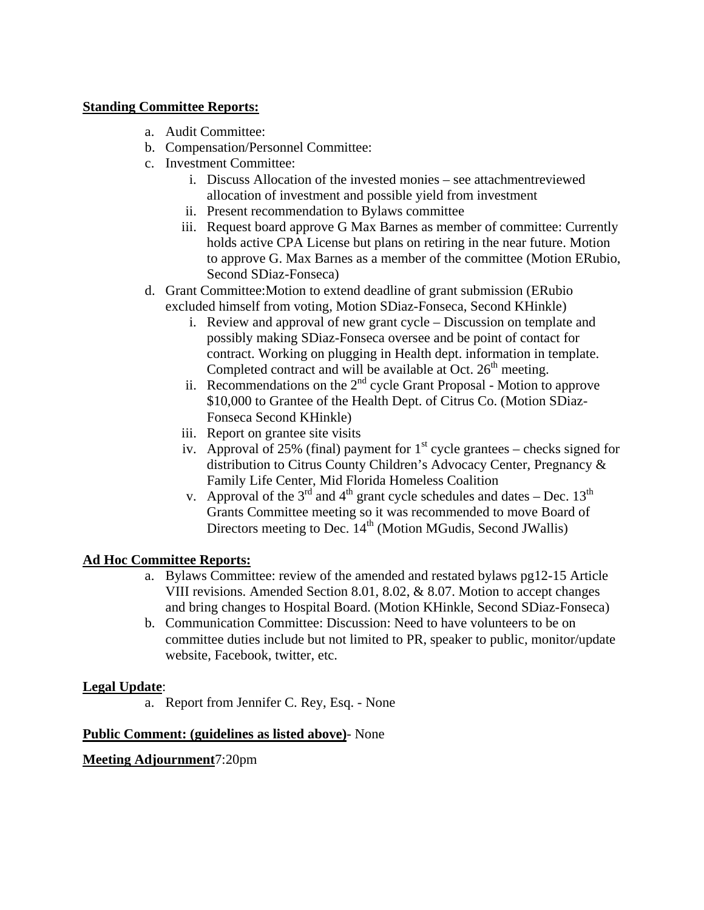**Standing Committee Reports:**

a. Audit Committee:
b. Compensation/Personnel Committee:
c. Investment Committee:
    i. Discuss Allocation of the invested monies – see attachmentreviewed allocation of investment and possible yield from investment
    ii. Present recommendation to Bylaws committee
    iii. Request board approve G Max Barnes as member of committee: Currently holds active CPA License but plans on retiring in the near future. Motion to approve G. Max Barnes as a member of the committee (Motion ERubio, Second SDiaz-Fonseca)
d. Grant Committee:Motion to extend deadline of grant submission (ERubio excluded himself from voting, Motion SDiaz-Fonseca, Second KHinkle)
    i. Review and approval of new grant cycle – Discussion on template and possibly making SDiaz-Fonseca oversee and be point of contact for contract. Working on plugging in Health dept. information in template. Completed contract and will be available at Oct. 26th meeting.
    ii. Recommendations on the 2nd cycle Grant Proposal - Motion to approve $10,000 to Grantee of the Health Dept. of Citrus Co. (Motion SDiaz-Fonseca Second KHinkle)
    iii. Report on grantee site visits
    iv. Approval of 25% (final) payment for 1st cycle grantees – checks signed for distribution to Citrus County Children's Advocacy Center, Pregnancy & Family Life Center, Mid Florida Homeless Coalition
    v. Approval of the 3rd and 4th grant cycle schedules and dates – Dec. 13th Grants Committee meeting so it was recommended to move Board of Directors meeting to Dec. 14th (Motion MGudis, Second JWallis)

**Ad Hoc Committee Reports:**

a. Bylaws Committee: review of the amended and restated bylaws pg12-15 Article VIII revisions. Amended Section 8.01, 8.02, & 8.07. Motion to accept changes and bring changes to Hospital Board. (Motion KHinkle, Second SDiaz-Fonseca)
b. Communication Committee: Discussion: Need to have volunteers to be on committee duties include but not limited to PR, speaker to public, monitor/update website, Facebook, twitter, etc.

**Legal Update**:

a. Report from Jennifer C. Rey, Esq. - None

**Public Comment: (guidelines as listed above)**- None

**Meeting Adjournment**7:20pm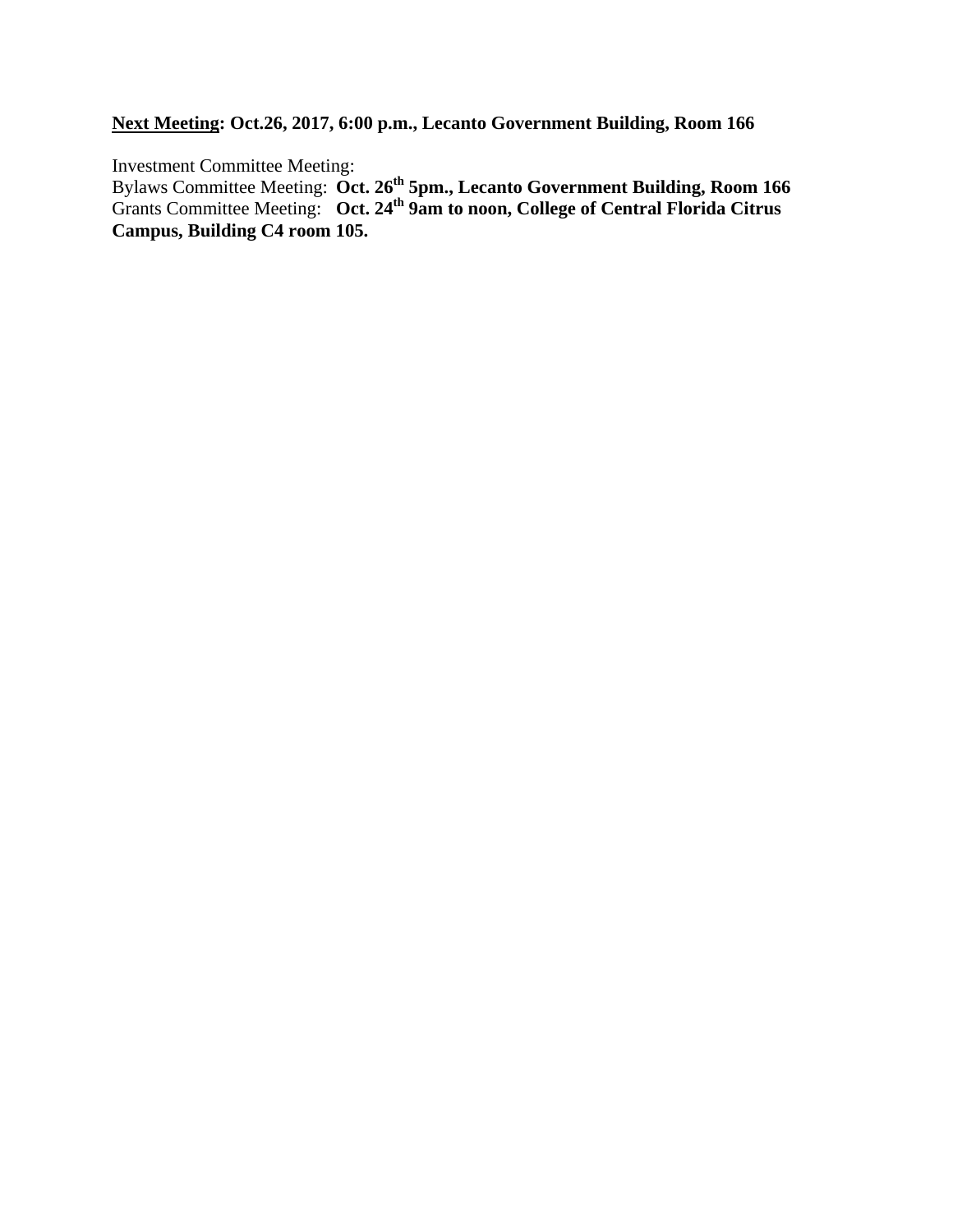**<u>Next Meeting</u>: Oct.26, 2017, 6:00 p.m., Lecanto Government Building, Room 166**

Investment Committee Meeting:
Bylaws Committee Meeting: **Oct. 26th 5pm., Lecanto Government Building, Room 166**
Grants Committee Meeting: **Oct. 24th 9am to noon, College of Central Florida Citrus Campus, Building C4 room 105.**